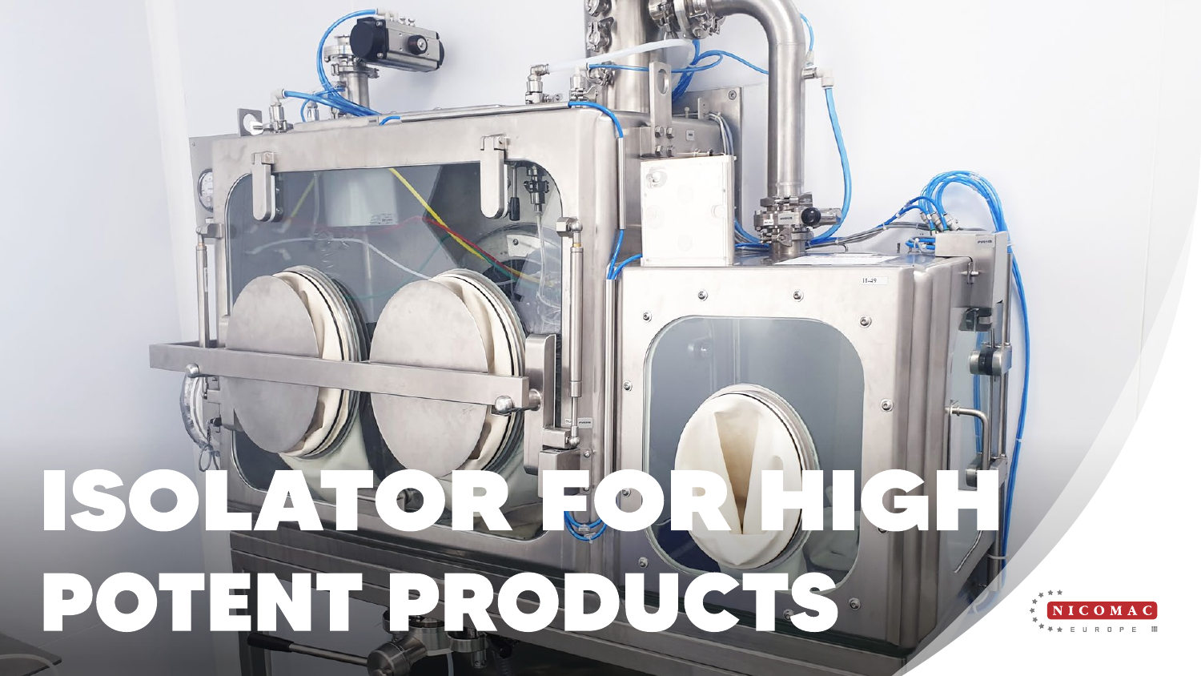# ISOLATOR FOR HIGH POTENT PRODUCTS

NICOMAC

EUROPE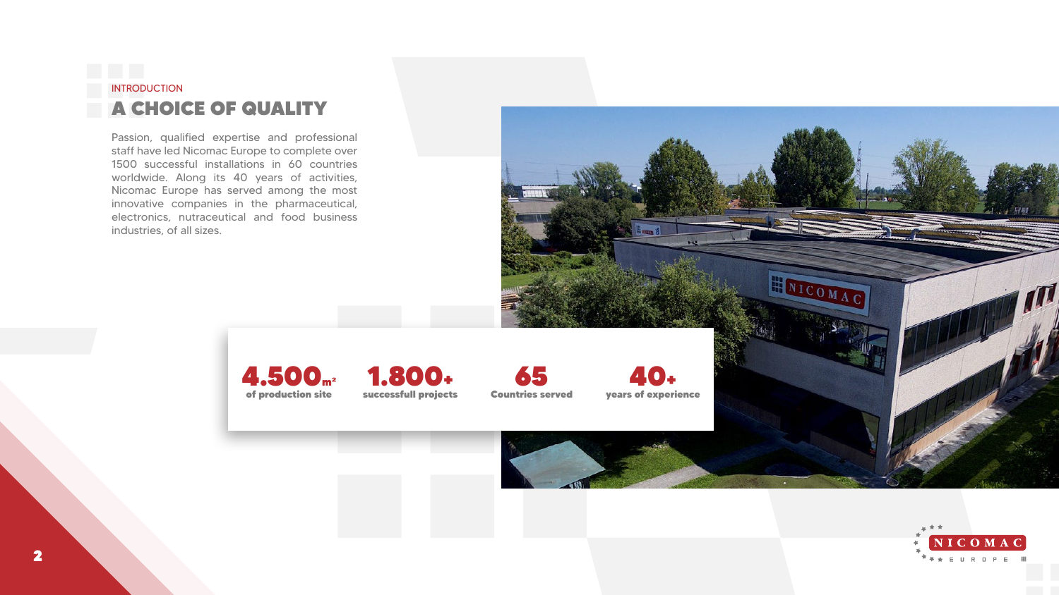INTRODUCTION

# A CHOICE OF QUALITY

Passion, qualified expertise and professional staff have led Nicomac Europe to complete over 1500 successful installations in 60 countries worldwide. Along its 40 years of activities, Nicomac Europe has served among the most innovative companies in the pharmaceutical, electronics, nutraceutical and food business industries, of all sizes.

**4.500$m^2$** of production site

**1.800+** successfull projects

**65** Countries served

**40+** years of experience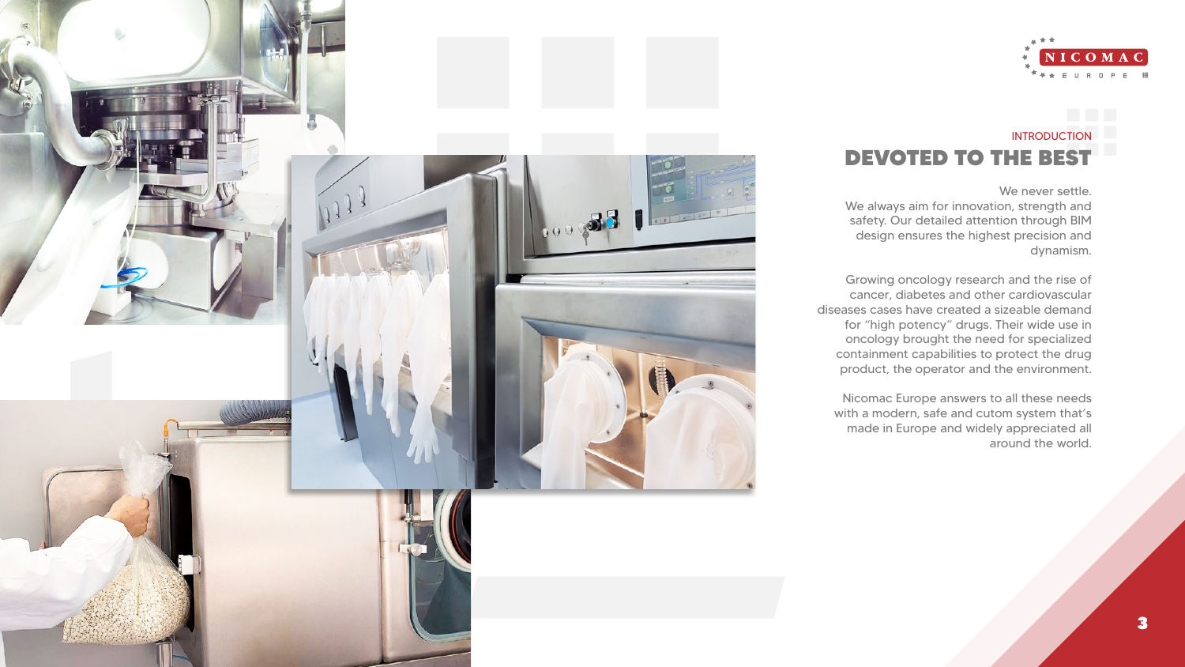INTRODUCTION

# DEVOTED TO THE BEST

We never settle.
We always aim for innovation, strength and safety. Our detailed attention through BIM design ensures the highest precision and dynamism.

Growing oncology research and the rise of cancer, diabetes and other cardiovascular diseases cases have created a sizeable demand for "high potency" drugs. Their wide use in oncology brought the need for specialized containment capabilities to protect the drug product, the operator and the environment.

Nicomac Europe answers to all these needs with a modern, safe and cutom system that's made in Europe and widely appreciated all around the world.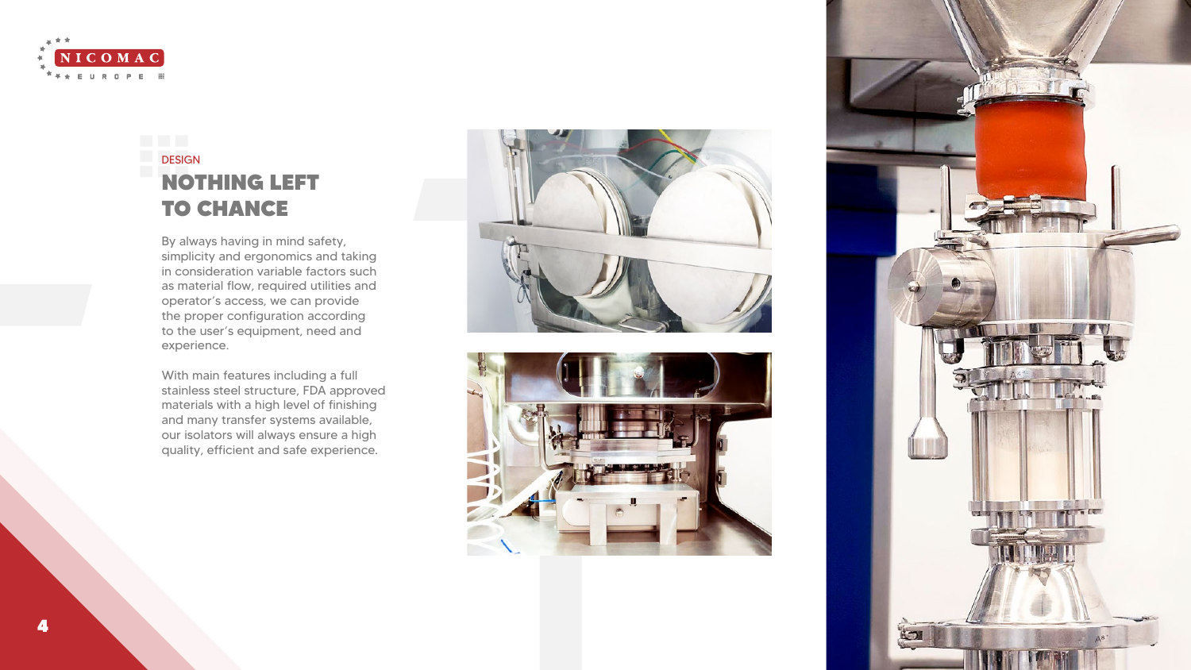DESIGN

# NOTHING LEFT TO CHANCE

By always having in mind safety, simplicity and ergonomics and taking in consideration variable factors such as material flow, required utilities and operator's access, we can provide the proper configuration according to the user's equipment, need and experience.

With main features including a full stainless steel structure, FDA approved materials with a high level of finishing and many transfer systems available, our isolators will always ensure a high quality, efficient and safe experience.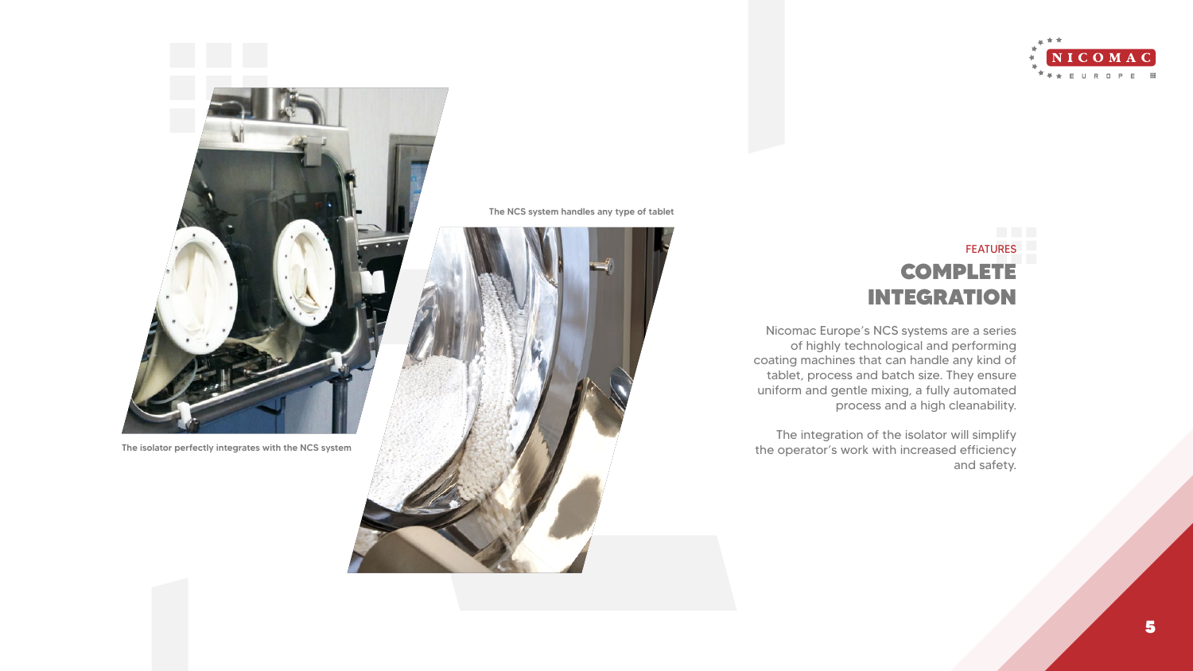The NCS system handles any type of tablet

The isolator perfectly integrates with the NCS system

FEATURES

## COMPLETE INTEGRATION

Nicomac Europe's NCS systems are a series of highly technological and performing coating machines that can handle any kind of tablet, process and batch size. They ensure uniform and gentle mixing, a fully automated process and a high cleanability.

The integration of the isolator will simplify the operator's work with increased efficiency and safety.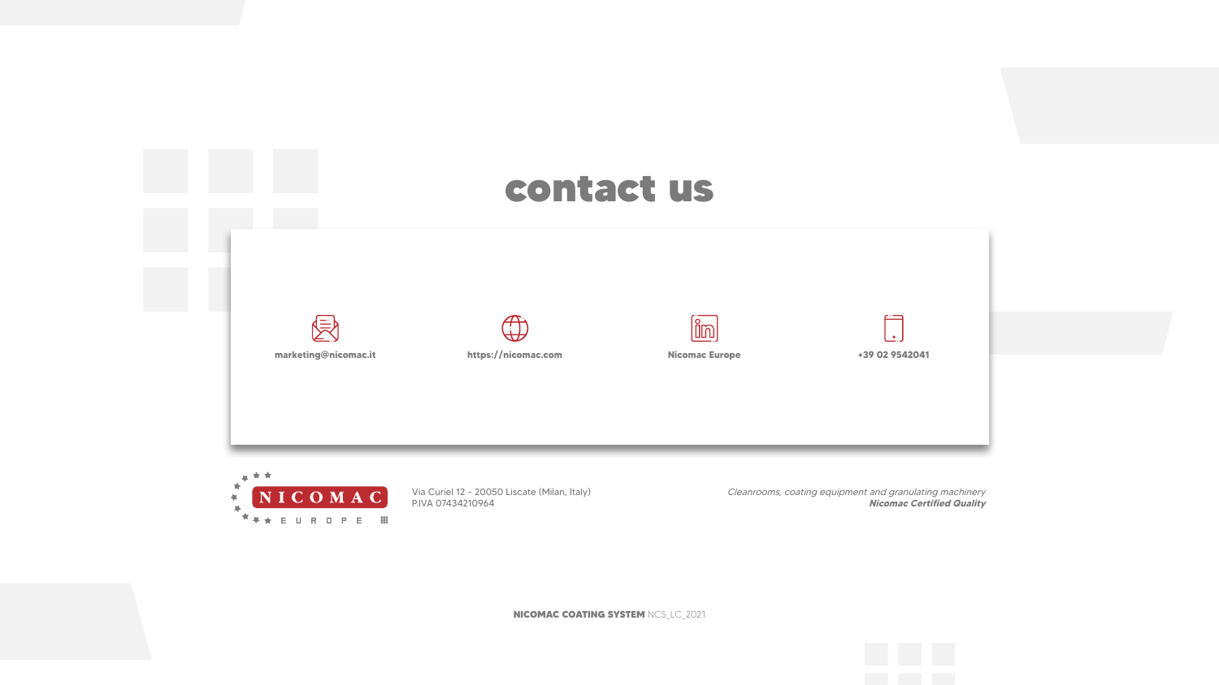# contact us

marketing@nicomac.it

https://nicomac.com

Nicomac Europe

+39 02 9542041

NICOMAC EUROPE

Via Curiel 12 - 20050 Liscate (Milan, Italy)
P.IVA 07434210964

*Cleanrooms, coating equipment and granulating machinery*
***Nicomac Certified Quality***

**NICOMAC COATING SYSTEM** NCS_LC_2021